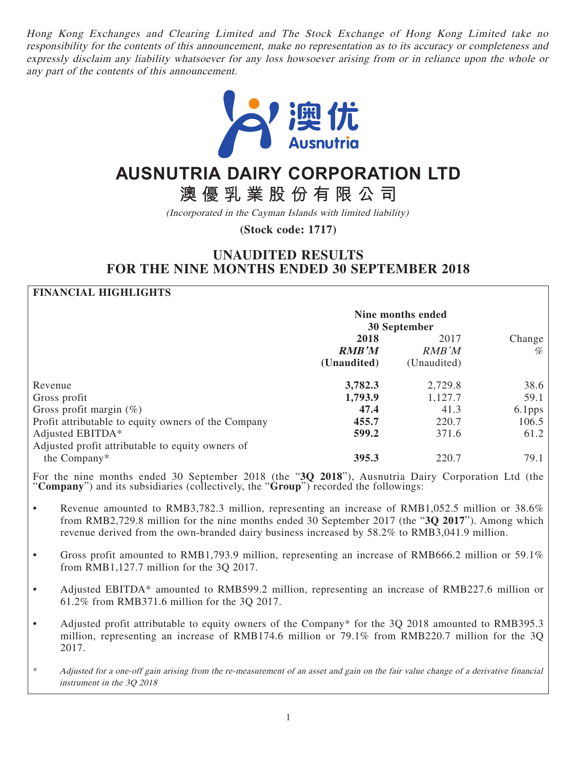*Hong Kong Exchanges and Clearing Limited and The Stock Exchange of Hong Kong Limited take no responsibility for the contents of this announcement, make no representation as to its accuracy or completeness and expressly disclaim any liability whatsoever for any loss howsoever arising from or in reliance upon the whole or any part of the contents of this announcement.*

# AUSNUTRIA DAIRY CORPORATION LTD

# 澳優乳業股份有限公司

*(Incorporated in the Cayman Islands with limited liability)*

**(Stock code: 1717)**

## UNAUDITED RESULTS FOR THE NINE MONTHS ENDED 30 SEPTEMBER 2018

### FINANCIAL HIGHLIGHTS

| | Nine months ended 30 September | | |
|---|---|---|---|
| | **2018** | 2017 | Change |
| | ***RMB'M*** | *RMB'M* | *%* |
| | **(Unaudited)** | (Unaudited) | |
| Revenue | **3,782.3** | 2,729.8 | 38.6 |
| Gross profit | **1,793.9** | 1,127.7 | 59.1 |
| Gross profit margin (%) | **47.4** | 41.3 | 6.1pps |
| Profit attributable to equity owners of the Company | **455.7** | 220.7 | 106.5 |
| Adjusted EBITDA* | **599.2** | 371.6 | 61.2 |
| Adjusted profit attributable to equity owners of the Company* | **395.3** | 220.7 | 79.1 |

For the nine months ended 30 September 2018 (the "**3Q 2018**"), Ausnutria Dairy Corporation Ltd (the "**Company**") and its subsidiaries (collectively, the "**Group**") recorded the followings:

- Revenue amounted to RMB3,782.3 million, representing an increase of RMB1,052.5 million or 38.6% from RMB2,729.8 million for the nine months ended 30 September 2017 (the "**3Q 2017**"). Among which revenue derived from the own-branded dairy business increased by 58.2% to RMB3,041.9 million.
- Gross profit amounted to RMB1,793.9 million, representing an increase of RMB666.2 million or 59.1% from RMB1,127.7 million for the 3Q 2017.
- Adjusted EBITDA* amounted to RMB599.2 million, representing an increase of RMB227.6 million or 61.2% from RMB371.6 million for the 3Q 2017.
- Adjusted profit attributable to equity owners of the Company* for the 3Q 2018 amounted to RMB395.3 million, representing an increase of RMB174.6 million or 79.1% from RMB220.7 million for the 3Q 2017.

\* *Adjusted for a one-off gain arising from the re-measurement of an asset and gain on the fair value change of a derivative financial instrument in the 3Q 2018*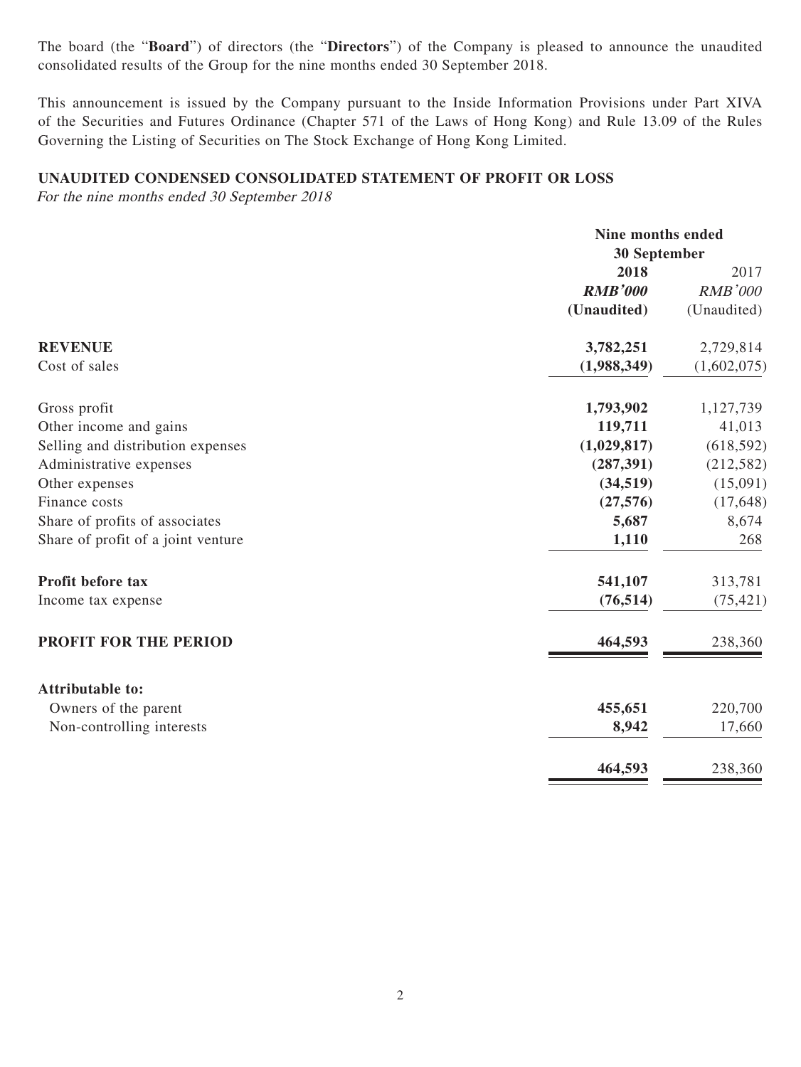The board (the "**Board**") of directors (the "**Directors**") of the Company is pleased to announce the unaudited consolidated results of the Group for the nine months ended 30 September 2018.

This announcement is issued by the Company pursuant to the Inside Information Provisions under Part XIVA of the Securities and Futures Ordinance (Chapter 571 of the Laws of Hong Kong) and Rule 13.09 of the Rules Governing the Listing of Securities on The Stock Exchange of Hong Kong Limited.

## UNAUDITED CONDENSED CONSOLIDATED STATEMENT OF PROFIT OR LOSS

*For the nine months ended 30 September 2018*

| | Nine months ended 30 September | |
|---|---|---|
| | **2018** | 2017 |
| | ***RMB'000*** | *RMB'000* |
| | **(Unaudited)** | (Unaudited) |
| **REVENUE** | **3,782,251** | 2,729,814 |
| Cost of sales | **(1,988,349)** | (1,602,075) |
| Gross profit | **1,793,902** | 1,127,739 |
| Other income and gains | **119,711** | 41,013 |
| Selling and distribution expenses | **(1,029,817)** | (618,592) |
| Administrative expenses | **(287,391)** | (212,582) |
| Other expenses | **(34,519)** | (15,091) |
| Finance costs | **(27,576)** | (17,648) |
| Share of profits of associates | **5,687** | 8,674 |
| Share of profit of a joint venture | **1,110** | 268 |
| **Profit before tax** | **541,107** | 313,781 |
| Income tax expense | **(76,514)** | (75,421) |
| **PROFIT FOR THE PERIOD** | **464,593** | 238,360 |
| **Attributable to:** | | |
| Owners of the parent | **455,651** | 220,700 |
| Non-controlling interests | **8,942** | 17,660 |
| | **464,593** | 238,360 |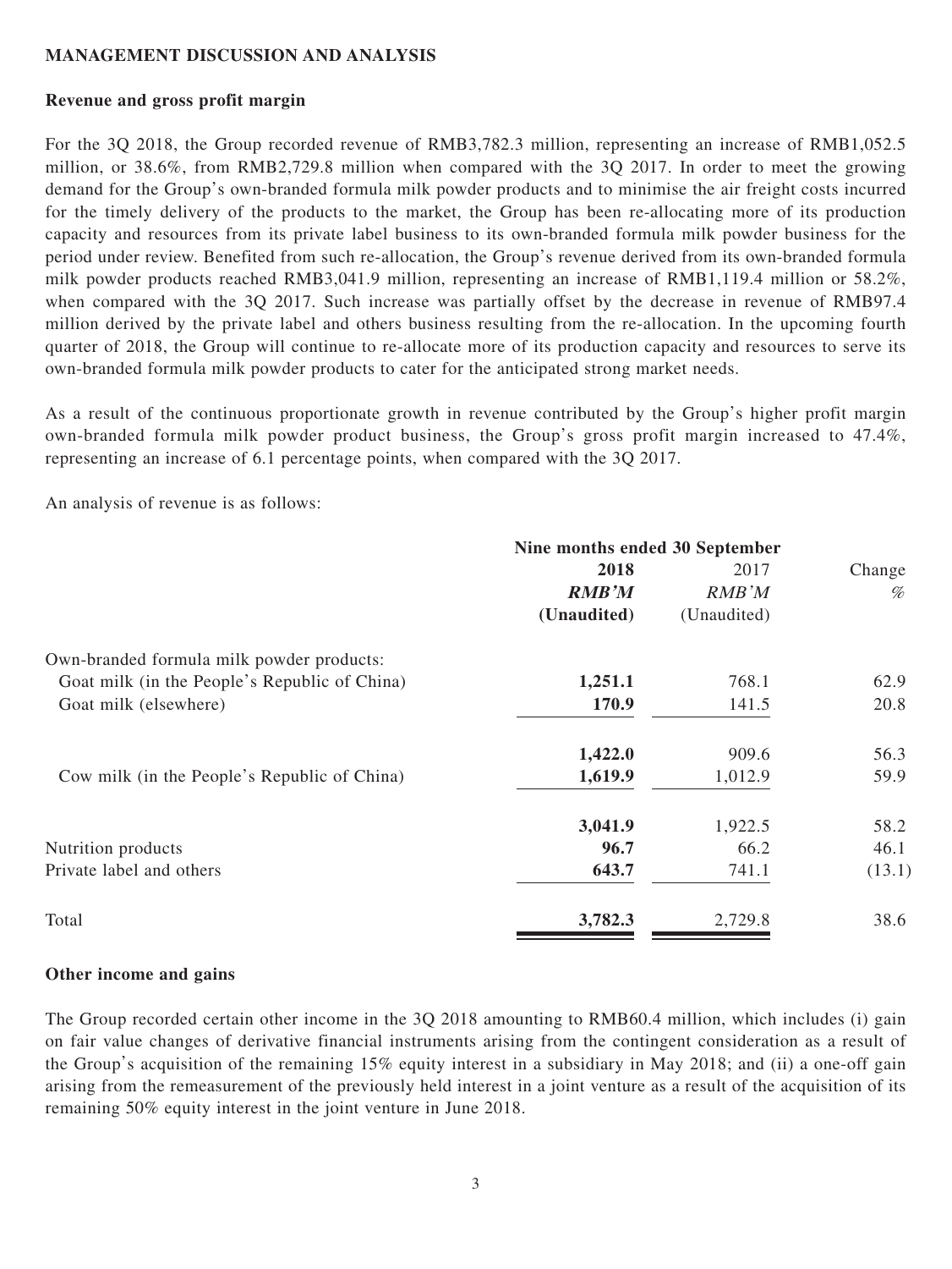**MANAGEMENT DISCUSSION AND ANALYSIS**

**Revenue and gross profit margin**

For the 3Q 2018, the Group recorded revenue of RMB3,782.3 million, representing an increase of RMB1,052.5 million, or 38.6%, from RMB2,729.8 million when compared with the 3Q 2017. In order to meet the growing demand for the Group's own-branded formula milk powder products and to minimise the air freight costs incurred for the timely delivery of the products to the market, the Group has been re-allocating more of its production capacity and resources from its private label business to its own-branded formula milk powder business for the period under review. Benefited from such re-allocation, the Group's revenue derived from its own-branded formula milk powder products reached RMB3,041.9 million, representing an increase of RMB1,119.4 million or 58.2%, when compared with the 3Q 2017. Such increase was partially offset by the decrease in revenue of RMB97.4 million derived by the private label and others business resulting from the re-allocation. In the upcoming fourth quarter of 2018, the Group will continue to re-allocate more of its production capacity and resources to serve its own-branded formula milk powder products to cater for the anticipated strong market needs.

As a result of the continuous proportionate growth in revenue contributed by the Group's higher profit margin own-branded formula milk powder product business, the Group's gross profit margin increased to 47.4%, representing an increase of 6.1 percentage points, when compared with the 3Q 2017.

An analysis of revenue is as follows:

| | Nine months ended 30 September | | |
|---|---|---|---|
| | **2018** | 2017 | Change |
| | ***RMB'M*** | *RMB'M* | *%* |
| | **(Unaudited)** | (Unaudited) | |
| Own-branded formula milk powder products: | | | |
| Goat milk (in the People's Republic of China) | **1,251.1** | 768.1 | 62.9 |
| Goat milk (elsewhere) | **170.9** | 141.5 | 20.8 |
| | **1,422.0** | 909.6 | 56.3 |
| Cow milk (in the People's Republic of China) | **1,619.9** | 1,012.9 | 59.9 |
| | **3,041.9** | 1,922.5 | 58.2 |
| Nutrition products | **96.7** | 66.2 | 46.1 |
| Private label and others | **643.7** | 741.1 | (13.1) |
| Total | **3,782.3** | 2,729.8 | 38.6 |

**Other income and gains**

The Group recorded certain other income in the 3Q 2018 amounting to RMB60.4 million, which includes (i) gain on fair value changes of derivative financial instruments arising from the contingent consideration as a result of the Group's acquisition of the remaining 15% equity interest in a subsidiary in May 2018; and (ii) a one-off gain arising from the remeasurement of the previously held interest in a joint venture as a result of the acquisition of its remaining 50% equity interest in the joint venture in June 2018.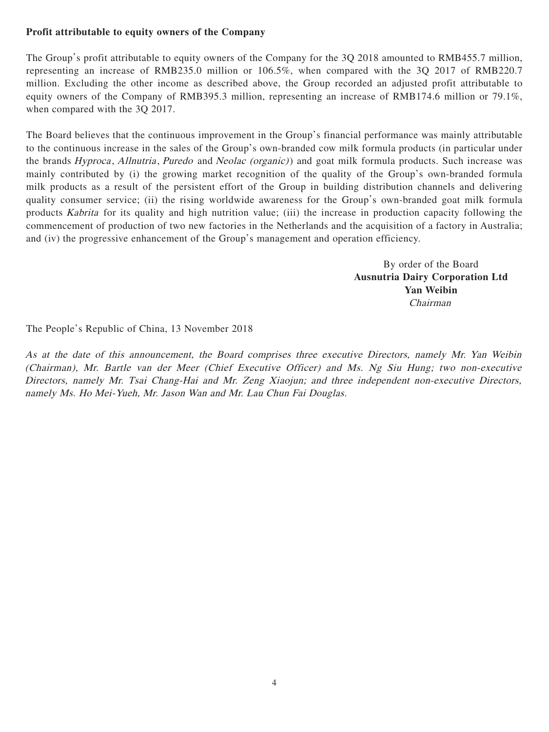**Profit attributable to equity owners of the Company**

The Group's profit attributable to equity owners of the Company for the 3Q 2018 amounted to RMB455.7 million, representing an increase of RMB235.0 million or 106.5%, when compared with the 3Q 2017 of RMB220.7 million. Excluding the other income as described above, the Group recorded an adjusted profit attributable to equity owners of the Company of RMB395.3 million, representing an increase of RMB174.6 million or 79.1%, when compared with the 3Q 2017.

The Board believes that the continuous improvement in the Group's financial performance was mainly attributable to the continuous increase in the sales of the Group's own-branded cow milk formula products (in particular under the brands *Hyproca*, *Allnutria*, *Puredo* and *Neolac (organic)*) and goat milk formula products. Such increase was mainly contributed by (i) the growing market recognition of the quality of the Group's own-branded formula milk products as a result of the persistent effort of the Group in building distribution channels and delivering quality consumer service; (ii) the rising worldwide awareness for the Group's own-branded goat milk formula products *Kabrita* for its quality and high nutrition value; (iii) the increase in production capacity following the commencement of production of two new factories in the Netherlands and the acquisition of a factory in Australia; and (iv) the progressive enhancement of the Group's management and operation efficiency.

By order of the Board
**Ausnutria Dairy Corporation Ltd**
**Yan Weibin**
*Chairman*

The People's Republic of China, 13 November 2018

*As at the date of this announcement, the Board comprises three executive Directors, namely Mr. Yan Weibin (Chairman), Mr. Bartle van der Meer (Chief Executive Officer) and Ms. Ng Siu Hung; two non-executive Directors, namely Mr. Tsai Chang-Hai and Mr. Zeng Xiaojun; and three independent non-executive Directors, namely Ms. Ho Mei-Yueh, Mr. Jason Wan and Mr. Lau Chun Fai Douglas.*